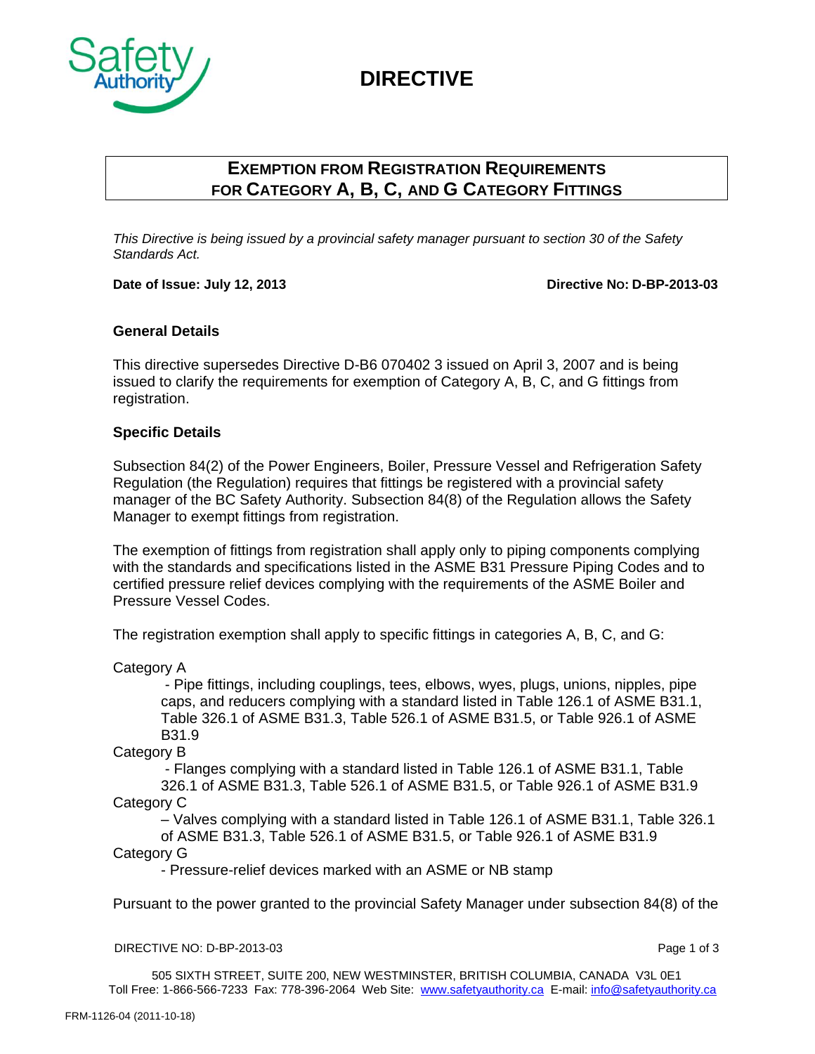# DIRECTIVE

## EXEMPTION FROM REGISTRATION REQUIREMENTS FOR CATEGORY A, B, C, AND G CATEGORY FITTINGS

*This Directive is being issued by a provincial safety manager pursuant to section 30 of the Safety Standards Act.*

**Date of Issue: July 12, 2013** **Directive No: D-BP-2013-03**

### General Details

This directive supersedes Directive D-B6 070402 3 issued on April 3, 2007 and is being issued to clarify the requirements for exemption of Category A, B, C, and G fittings from registration.

### Specific Details

Subsection 84(2) of the Power Engineers, Boiler, Pressure Vessel and Refrigeration Safety Regulation (the Regulation) requires that fittings be registered with a provincial safety manager of the BC Safety Authority. Subsection 84(8) of the Regulation allows the Safety Manager to exempt fittings from registration.

The exemption of fittings from registration shall apply only to piping components complying with the standards and specifications listed in the ASME B31 Pressure Piping Codes and to certified pressure relief devices complying with the requirements of the ASME Boiler and Pressure Vessel Codes.

The registration exemption shall apply to specific fittings in categories A, B, C, and G:

Category A
- Pipe fittings, including couplings, tees, elbows, wyes, plugs, unions, nipples, pipe caps, and reducers complying with a standard listed in Table 126.1 of ASME B31.1, Table 326.1 of ASME B31.3, Table 526.1 of ASME B31.5, or Table 926.1 of ASME B31.9

Category B
- Flanges complying with a standard listed in Table 126.1 of ASME B31.1, Table 326.1 of ASME B31.3, Table 526.1 of ASME B31.5, or Table 926.1 of ASME B31.9

Category C
- Valves complying with a standard listed in Table 126.1 of ASME B31.1, Table 326.1 of ASME B31.3, Table 526.1 of ASME B31.5, or Table 926.1 of ASME B31.9

Category G
- Pressure-relief devices marked with an ASME or NB stamp

Pursuant to the power granted to the provincial Safety Manager under subsection 84(8) of the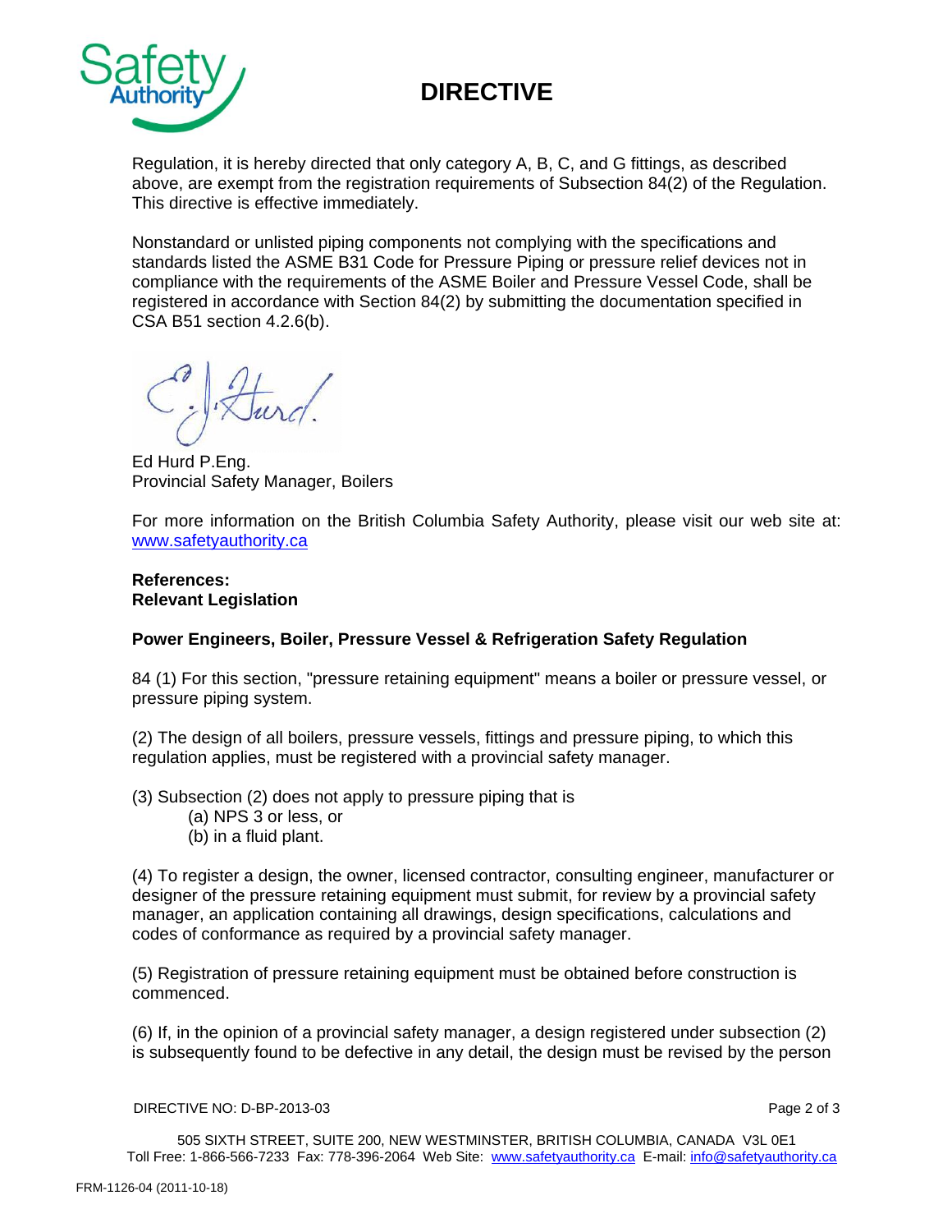Regulation, it is hereby directed that only category A, B, C, and G fittings, as described above, are exempt from the registration requirements of Subsection 84(2) of the Regulation. This directive is effective immediately.

Nonstandard or unlisted piping components not complying with the specifications and standards listed the ASME B31 Code for Pressure Piping or pressure relief devices not in compliance with the requirements of the ASME Boiler and Pressure Vessel Code, shall be registered in accordance with Section 84(2) by submitting the documentation specified in CSA B51 section 4.2.6(b).

Ed Hurd P.Eng.
Provincial Safety Manager, Boilers

For more information on the British Columbia Safety Authority, please visit our web site at: www.safetyauthority.ca

**References:**
**Relevant Legislation**

**Power Engineers, Boiler, Pressure Vessel & Refrigeration Safety Regulation**

84 (1) For this section, "pressure retaining equipment" means a boiler or pressure vessel, or pressure piping system.

(2) The design of all boilers, pressure vessels, fittings and pressure piping, to which this regulation applies, must be registered with a provincial safety manager.

(3) Subsection (2) does not apply to pressure piping that is
   (a) NPS 3 or less, or
   (b) in a fluid plant.

(4) To register a design, the owner, licensed contractor, consulting engineer, manufacturer or designer of the pressure retaining equipment must submit, for review by a provincial safety manager, an application containing all drawings, design specifications, calculations and codes of conformance as required by a provincial safety manager.

(5) Registration of pressure retaining equipment must be obtained before construction is commenced.

(6) If, in the opinion of a provincial safety manager, a design registered under subsection (2) is subsequently found to be defective in any detail, the design must be revised by the person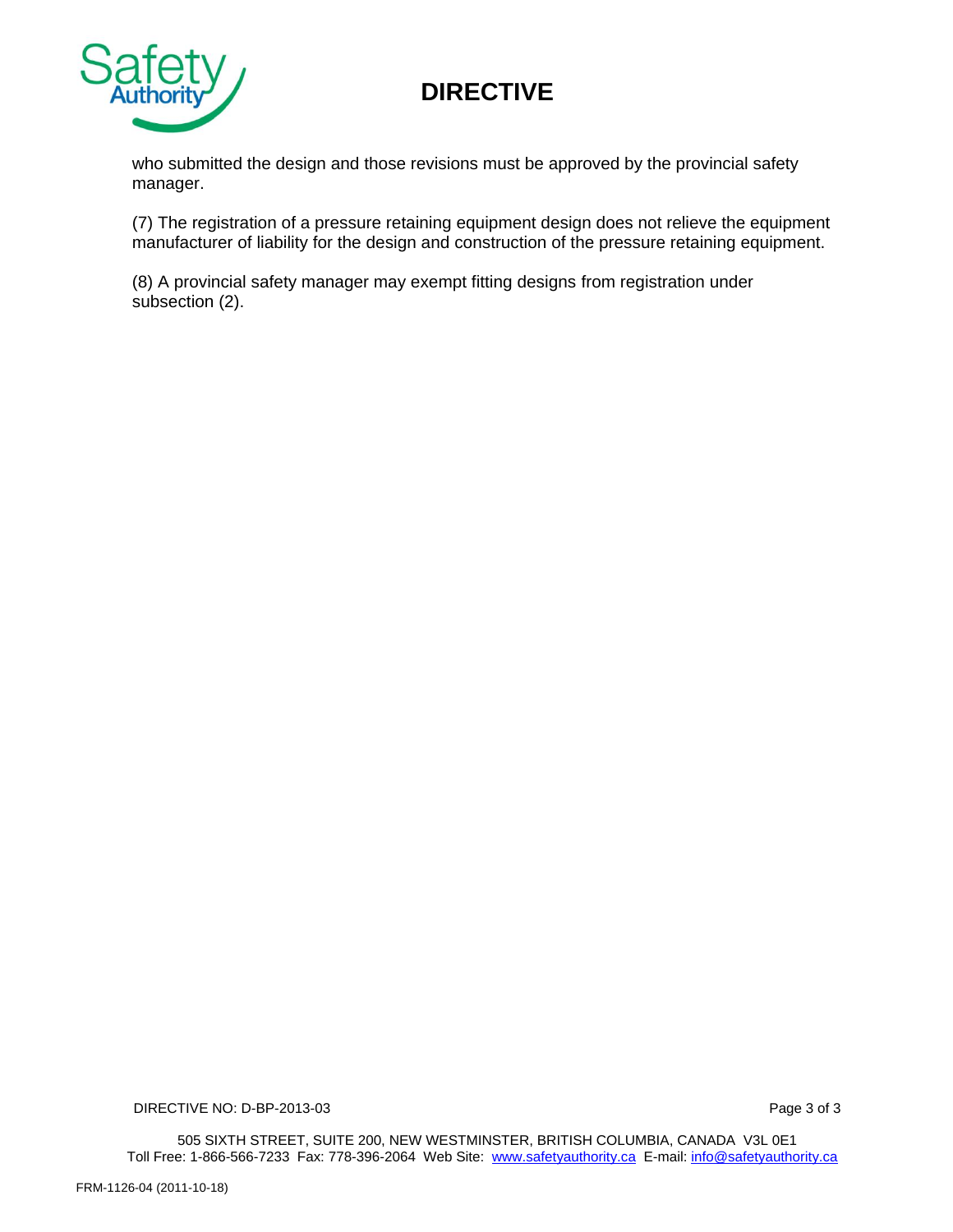who submitted the design and those revisions must be approved by the provincial safety manager.

(7) The registration of a pressure retaining equipment design does not relieve the equipment manufacturer of liability for the design and construction of the pressure retaining equipment.

(8) A provincial safety manager may exempt fitting designs from registration under subsection (2).